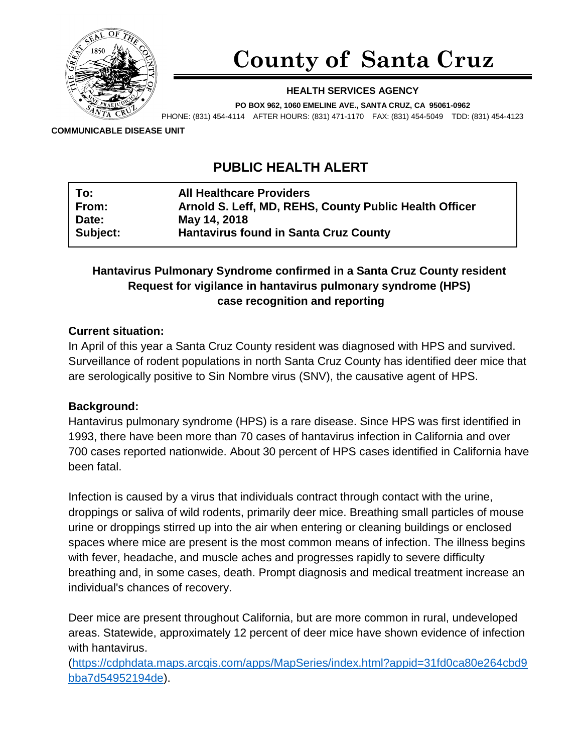# County of Santa Cruz

**HEALTH SERVICES AGENCY**

**PO BOX 962, 1060 EMELINE AVE., SANTA CRUZ, CA 95061-0962**

PHONE: (831) 454-4114 AFTER HOURS: (831) 471-1170 FAX: (831) 454-5049 TDD: (831) 454-4123

**COMMUNICABLE DISEASE UNIT**

## PUBLIC HEALTH ALERT

| | |
|---|---|
| **To:** | **All Healthcare Providers** |
| **From:** | **Arnold S. Leff, MD, REHS, County Public Health Officer** |
| **Date:** | **May 14, 2018** |
| **Subject:** | **Hantavirus found in Santa Cruz County** |

**Hantavirus Pulmonary Syndrome confirmed in a Santa Cruz County resident**
**Request for vigilance in hantavirus pulmonary syndrome (HPS) case recognition and reporting**

### Current situation:

In April of this year a Santa Cruz County resident was diagnosed with HPS and survived. Surveillance of rodent populations in north Santa Cruz County has identified deer mice that are serologically positive to Sin Nombre virus (SNV), the causative agent of HPS.

### Background:

Hantavirus pulmonary syndrome (HPS) is a rare disease. Since HPS was first identified in 1993, there have been more than 70 cases of hantavirus infection in California and over 700 cases reported nationwide. About 30 percent of HPS cases identified in California have been fatal.

Infection is caused by a virus that individuals contract through contact with the urine, droppings or saliva of wild rodents, primarily deer mice. Breathing small particles of mouse urine or droppings stirred up into the air when entering or cleaning buildings or enclosed spaces where mice are present is the most common means of infection. The illness begins with fever, headache, and muscle aches and progresses rapidly to severe difficulty breathing and, in some cases, death. Prompt diagnosis and medical treatment increase an individual's chances of recovery.

Deer mice are present throughout California, but are more common in rural, undeveloped areas. Statewide, approximately 12 percent of deer mice have shown evidence of infection with hantavirus.
(https://cdphdata.maps.arcgis.com/apps/MapSeries/index.html?appid=31fd0ca80e264cbd9bba7d54952194de).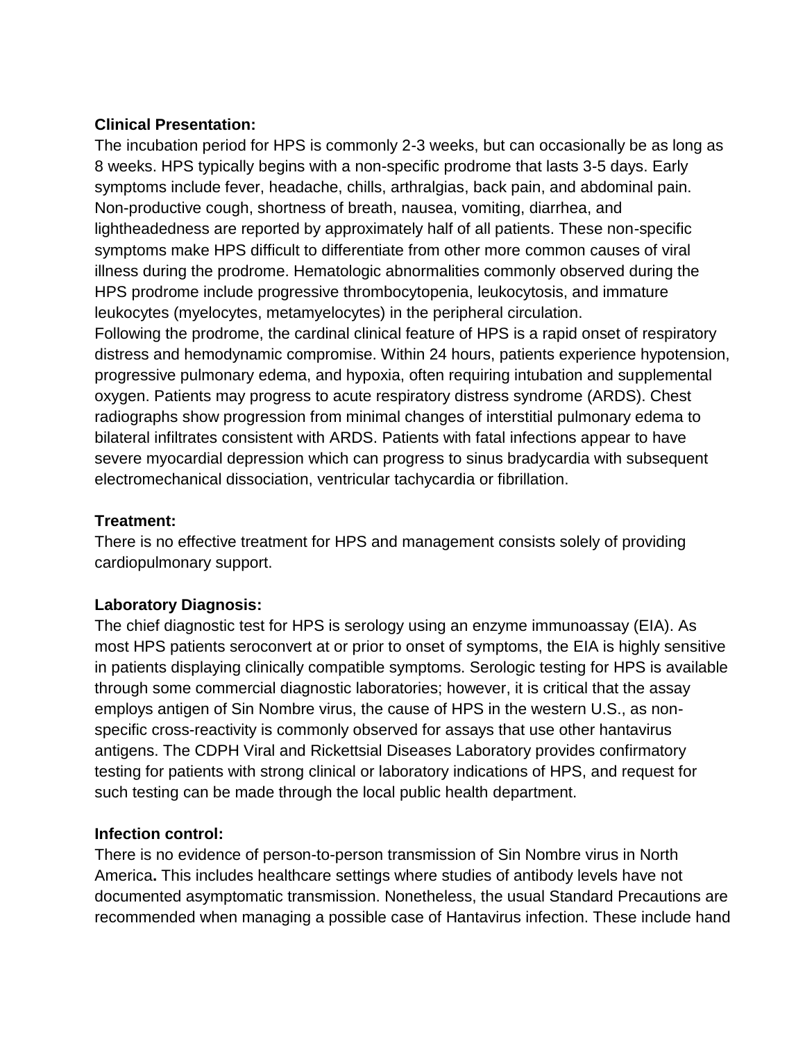**Clinical Presentation:**

The incubation period for HPS is commonly 2-3 weeks, but can occasionally be as long as 8 weeks. HPS typically begins with a non-specific prodrome that lasts 3-5 days. Early symptoms include fever, headache, chills, arthralgias, back pain, and abdominal pain. Non-productive cough, shortness of breath, nausea, vomiting, diarrhea, and lightheadedness are reported by approximately half of all patients. These non-specific symptoms make HPS difficult to differentiate from other more common causes of viral illness during the prodrome. Hematologic abnormalities commonly observed during the HPS prodrome include progressive thrombocytopenia, leukocytosis, and immature leukocytes (myelocytes, metamyelocytes) in the peripheral circulation.

Following the prodrome, the cardinal clinical feature of HPS is a rapid onset of respiratory distress and hemodynamic compromise. Within 24 hours, patients experience hypotension, progressive pulmonary edema, and hypoxia, often requiring intubation and supplemental oxygen. Patients may progress to acute respiratory distress syndrome (ARDS). Chest radiographs show progression from minimal changes of interstitial pulmonary edema to bilateral infiltrates consistent with ARDS. Patients with fatal infections appear to have severe myocardial depression which can progress to sinus bradycardia with subsequent electromechanical dissociation, ventricular tachycardia or fibrillation.

**Treatment:**

There is no effective treatment for HPS and management consists solely of providing cardiopulmonary support.

**Laboratory Diagnosis:**

The chief diagnostic test for HPS is serology using an enzyme immunoassay (EIA). As most HPS patients seroconvert at or prior to onset of symptoms, the EIA is highly sensitive in patients displaying clinically compatible symptoms. Serologic testing for HPS is available through some commercial diagnostic laboratories; however, it is critical that the assay employs antigen of Sin Nombre virus, the cause of HPS in the western U.S., as non-specific cross-reactivity is commonly observed for assays that use other hantavirus antigens. The CDPH Viral and Rickettsial Diseases Laboratory provides confirmatory testing for patients with strong clinical or laboratory indications of HPS, and request for such testing can be made through the local public health department.

**Infection control:**

There is no evidence of person-to-person transmission of Sin Nombre virus in North America**.** This includes healthcare settings where studies of antibody levels have not documented asymptomatic transmission. Nonetheless, the usual Standard Precautions are recommended when managing a possible case of Hantavirus infection. These include hand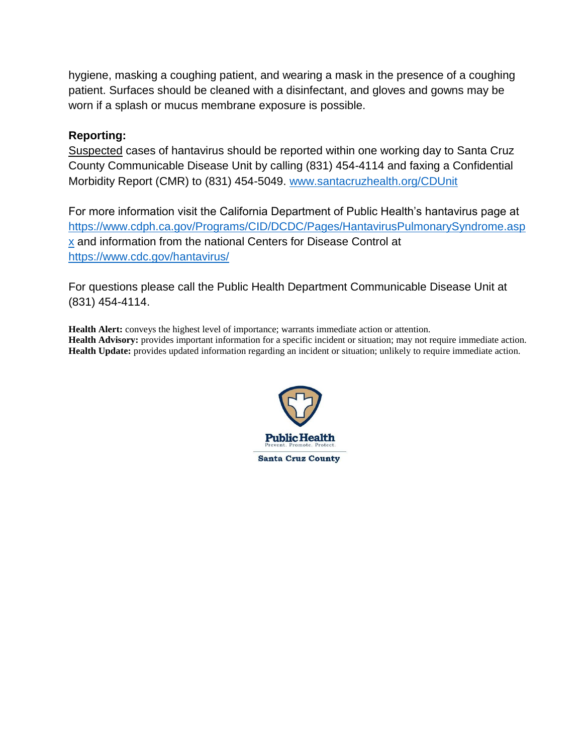hygiene, masking a coughing patient, and wearing a mask in the presence of a coughing patient. Surfaces should be cleaned with a disinfectant, and gloves and gowns may be worn if a splash or mucus membrane exposure is possible.

**Reporting:**

Suspected cases of hantavirus should be reported within one working day to Santa Cruz County Communicable Disease Unit by calling (831) 454-4114 and faxing a Confidential Morbidity Report (CMR) to (831) 454-5049. [www.santacruzhealth.org/CDUnit](www.santacruzhealth.org/CDUnit)

For more information visit the California Department of Public Health's hantavirus page at [https://www.cdph.ca.gov/Programs/CID/DCDC/Pages/HantavirusPulmonarySyndrome.aspx](https://www.cdph.ca.gov/Programs/CID/DCDC/Pages/HantavirusPulmonarySyndrome.aspx) and information from the national Centers for Disease Control at [https://www.cdc.gov/hantavirus/](https://www.cdc.gov/hantavirus/)

For questions please call the Public Health Department Communicable Disease Unit at (831) 454-4114.

**Health Alert:** conveys the highest level of importance; warrants immediate action or attention.
**Health Advisory:** provides important information for a specific incident or situation; may not require immediate action.
**Health Update:** provides updated information regarding an incident or situation; unlikely to require immediate action.

Public Health
Prevent. Promote. Protect.
Santa Cruz County